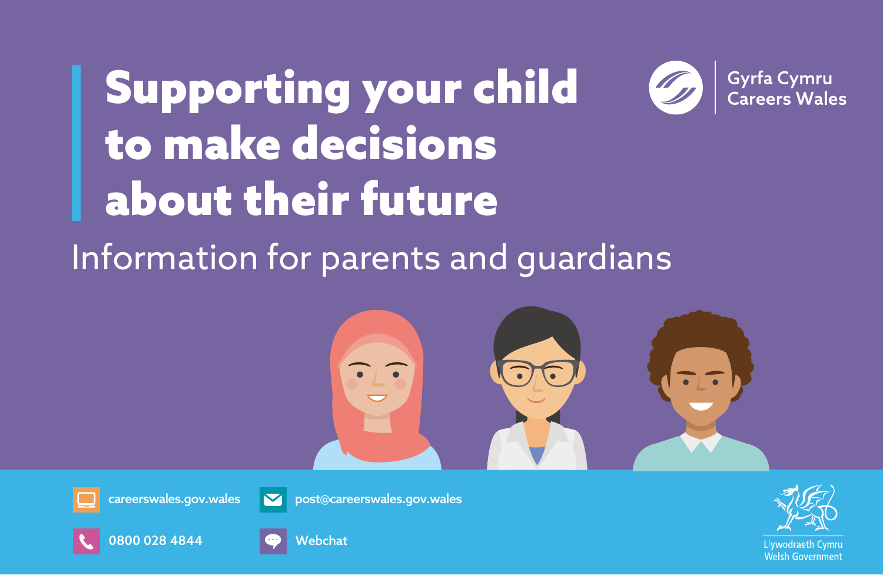# Supporting your child to make decisions about their future

Gyrfa Cymru
Careers Wales

## Information for parents and guardians

careerswales.gov.wales

post@careerswales.gov.wales

0800 028 4844

Webchat

Llywodraeth Cymru
Welsh Government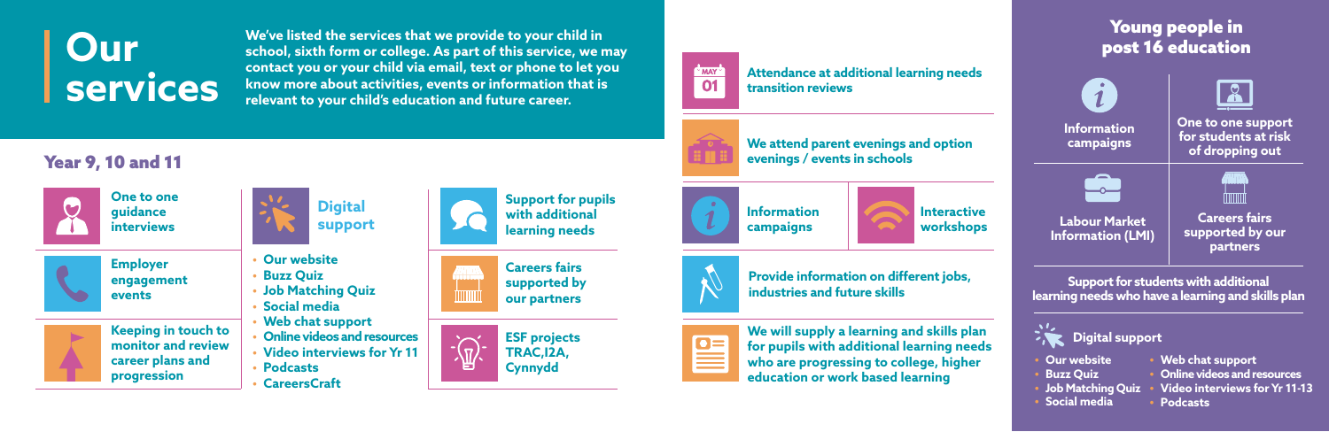# Our services

We've listed the services that we provide to your child in school, sixth form or college. As part of this service, we may contact you or your child via email, text or phone to let you know more about activities, events or information that is relevant to your child's education and future career.

## Year 9, 10 and 11

**One to one guidance interviews**

**Employer engagement events**

**Keeping in touch to monitor and review career plans and progression**

### Digital support

- Our website
- Buzz Quiz
- Job Matching Quiz
- Social media
- Web chat support
- Online videos and resources
- Video interviews for Yr 11
- Podcasts
- CareersCraft

**Support for pupils with additional learning needs**

**Careers fairs supported by our partners**

**ESF projects TRAC,I2A, Cynnydd**

**Attendance at additional learning needs transition reviews**

**We attend parent evenings and option evenings / events in schools**

**Information campaigns**

**Interactive workshops**

**Provide information on different jobs, industries and future skills**

**We will supply a learning and skills plan for pupils with additional learning needs who are progressing to college, higher education or work based learning**

## Young people in post 16 education

**Information campaigns**

**One to one support for students at risk of dropping out**

**Labour Market Information (LMI)**

**Careers fairs supported by our partners**

**Support for students with additional learning needs who have a learning and skills plan**

### Digital support

- Our website
- Buzz Quiz
- Job Matching Quiz
- Social media
- Web chat support
- Online videos and resources
- Video interviews for Yr 11-13
- Podcasts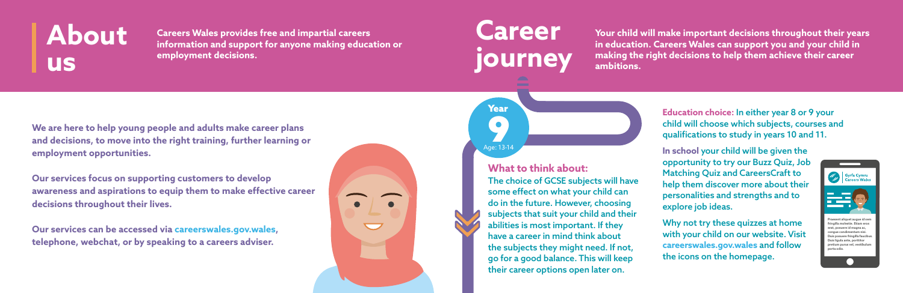# About us

**Careers Wales provides free and impartial careers information and support for anyone making education or employment decisions.**

**We are here to help young people and adults make career plans and decisions, to move into the right training, further learning or employment opportunities.**

**Our services focus on supporting customers to develop awareness and aspirations to equip them to make effective career decisions throughout their lives.**

**Our services can be accessed via careerswales.gov.wales, telephone, webchat, or by speaking to a careers adviser.**

# Career journey

**Your child will make important decisions throughout their years in education. Careers Wales can support you and your child in making the right decisions to help them achieve their career ambitions.**

**Year 9**

Age: 13-14

### What to think about:

The choice of GCSE subjects will have some effect on what your child can do in the future. However, choosing subjects that suit your child and their abilities is most important. If they have a career in mind think about the subjects they might need. If not, go for a good balance. This will keep their career options open later on.

**Education choice:** In either year 8 or 9 your child will choose which subjects, courses and qualifications to study in years 10 and 11.

**In school** your child will be given the opportunity to try our Buzz Quiz, Job Matching Quiz and CareersCraft to help them discover more about their personalities and strengths and to explore job ideas.

Why not try these quizzes at home with your child on our website. Visit **careerswales.gov.wales** and follow the icons on the homepage.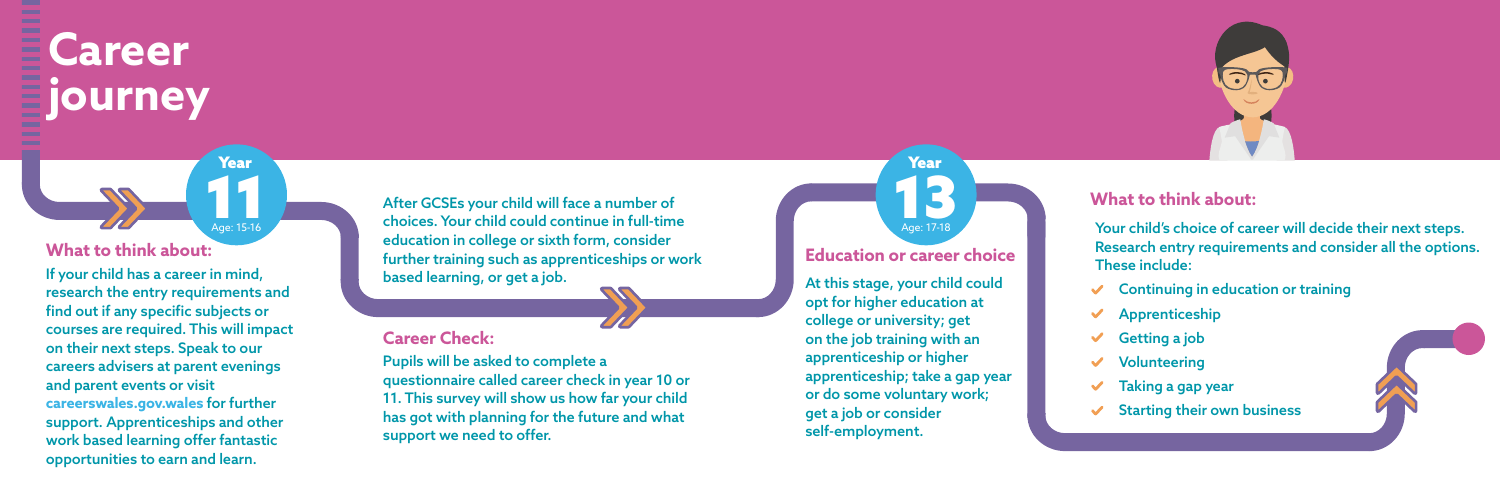# Career journey

## Year 11

Age: 15-16

### What to think about:

If your child has a career in mind, research the entry requirements and find out if any specific subjects or courses are required. This will impact on their next steps. Speak to our careers advisers at parent evenings and parent events or visit **careerswales.gov.wales** for further support. Apprenticeships and other work based learning offer fantastic opportunities to earn and learn.

After GCSEs your child will face a number of choices. Your child could continue in full-time education in college or sixth form, consider further training such as apprenticeships or work based learning, or get a job.

### Career Check:

Pupils will be asked to complete a questionnaire called career check in year 10 or 11. This survey will show us how far your child has got with planning for the future and what support we need to offer.

## Year 13

Age: 17-18

### Education or career choice

At this stage, your child could opt for higher education at college or university; get on the job training with an apprenticeship or higher apprenticeship; take a gap year or do some voluntary work; get a job or consider self-employment.

### What to think about:

Your child's choice of career will decide their next steps. Research entry requirements and consider all the options. These include:

- Continuing in education or training
- Apprenticeship
- Getting a job
- Volunteering
- Taking a gap year
- Starting their own business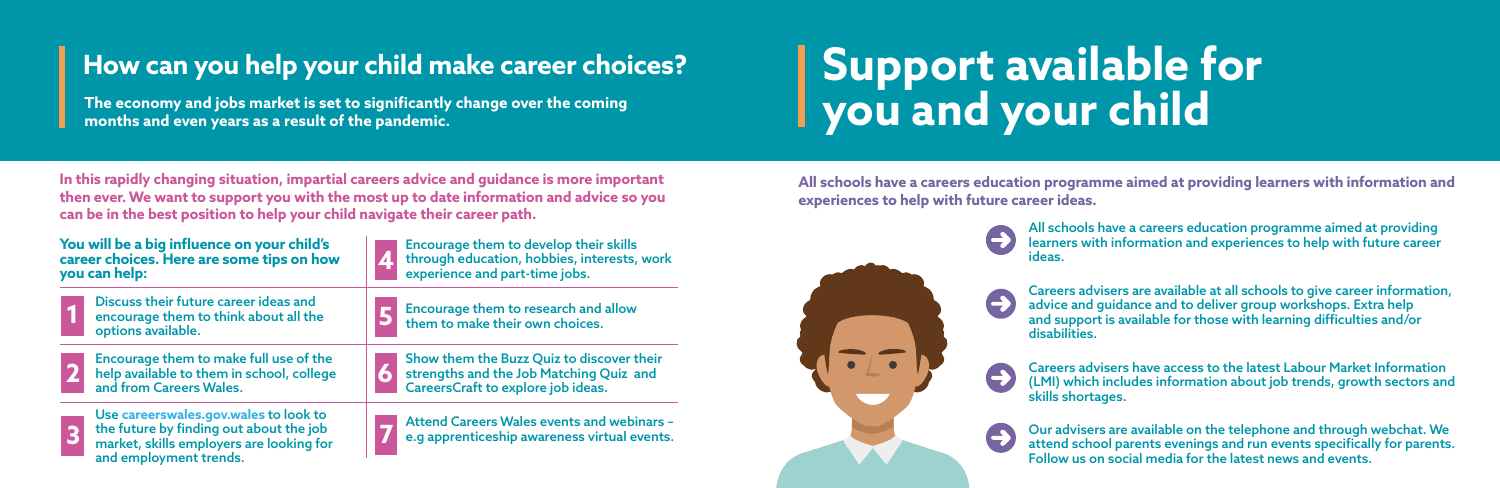## How can you help your child make career choices?

**The economy and jobs market is set to significantly change over the coming months and even years as a result of the pandemic.**

**In this rapidly changing situation, impartial careers advice and guidance is more important then ever. We want to support you with the most up to date information and advice so you can be in the best position to help your child navigate their career path.**

**You will be a big influence on your child's career choices. Here are some tips on how you can help:**

1. Discuss their future career ideas and encourage them to think about all the options available.
2. Encourage them to make full use of the help available to them in school, college and from Careers Wales.
3. Use careerswales.gov.wales to look to the future by finding out about the job market, skills employers are looking for and employment trends.
4. Encourage them to develop their skills through education, hobbies, interests, work experience and part-time jobs.
5. Encourage them to research and allow them to make their own choices.
6. Show them the Buzz Quiz to discover their strengths and the Job Matching Quiz and CareersCraft to explore job ideas.
7. Attend Careers Wales events and webinars – e.g apprenticeship awareness virtual events.

# Support available for you and your child

**All schools have a careers education programme aimed at providing learners with information and experiences to help with future career ideas.**

- All schools have a careers education programme aimed at providing learners with information and experiences to help with future career ideas.
- Careers advisers are available at all schools to give career information, advice and guidance and to deliver group workshops. Extra help and support is available for those with learning difficulties and/or disabilities.
- Careers advisers have access to the latest Labour Market Information (LMI) which includes information about job trends, growth sectors and skills shortages.
- Our advisers are available on the telephone and through webchat. We attend school parents evenings and run events specifically for parents. Follow us on social media for the latest news and events.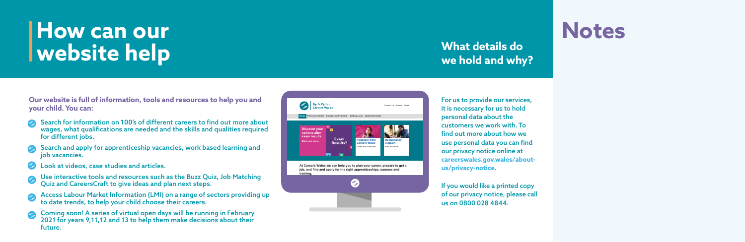# How can our website help

**Our website is full of information, tools and resources to help you and your child. You can:**

- Search for information on 100's of different careers to find out more about wages, what qualifications are needed and the skills and qualities required for different jobs.
- Search and apply for apprenticeship vacancies, work based learning and job vacancies.
- Look at videos, case studies and articles.
- Use interactive tools and resources such as the Buzz Quiz, Job Matching Quiz and CareersCraft to give ideas and plan next steps.
- Access Labour Market Information (LMI) on a range of sectors providing up to date trends, to help your child choose their careers.
- Coming soon! A series of virtual open days will be running in February 2021 for years 9,11,12 and 13 to help them make decisions about their future.

## What details do we hold and why?

For us to provide our services, it is necessary for us to hold personal data about the customers we work with. To find out more about how we use personal data you can find our privacy notice online at **careerswales.gov.wales/about-us/privacy-notice**.

If you would like a printed copy of our privacy notice, please call us on 0800 028 4844.

# Notes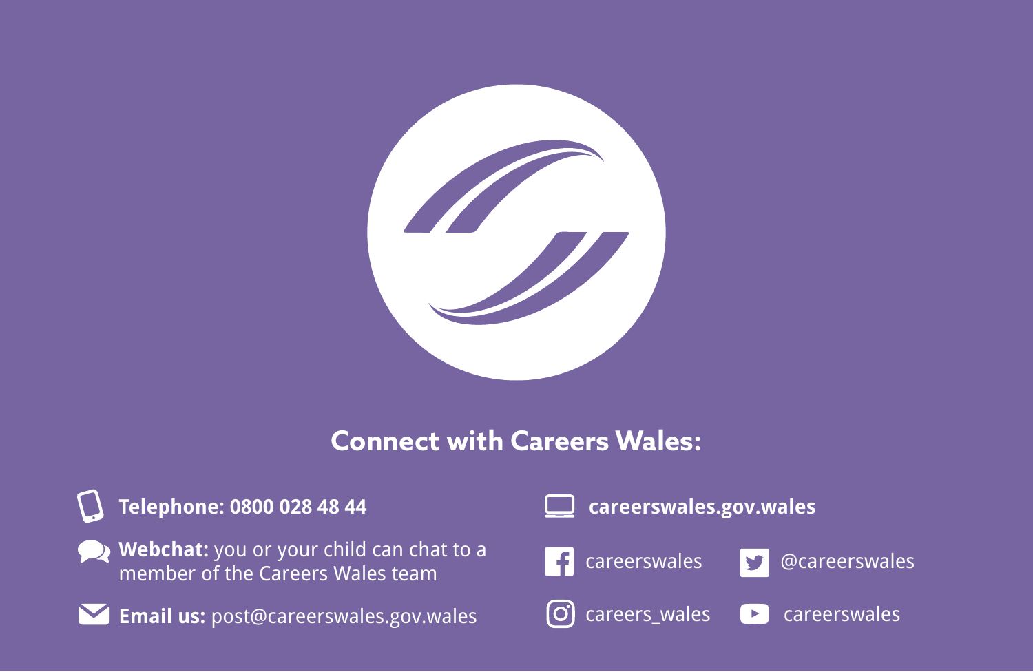## Connect with Careers Wales:

**Telephone: 0800 028 48 44**

**Webchat:** you or your child can chat to a member of the Careers Wales team

**Email us:** post@careerswales.gov.wales

**careerswales.gov.wales**

careerswales

@careerswales

careers_wales

careerswales